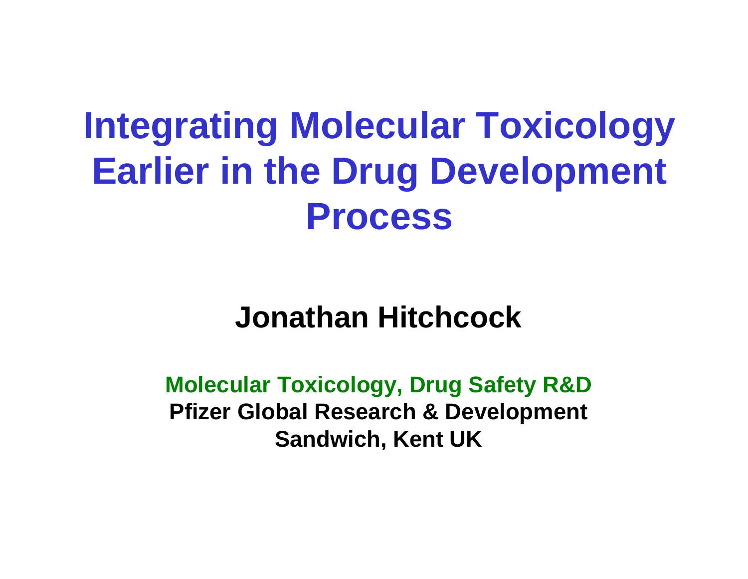# Integrating Molecular Toxicology Earlier in the Drug Development Process

**Jonathan Hitchcock**

**Molecular Toxicology, Drug Safety R&D**
**Pfizer Global Research & Development**
**Sandwich, Kent UK**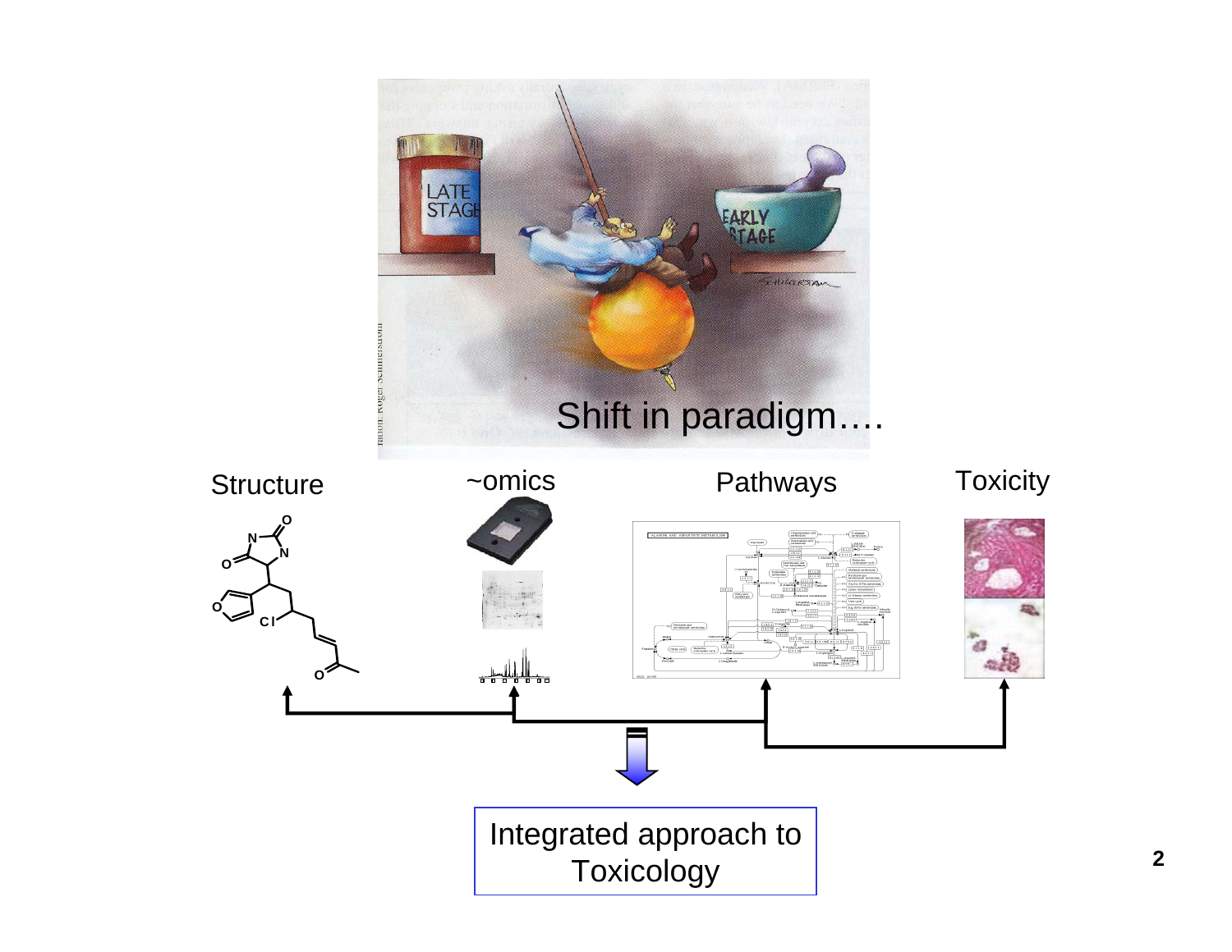Shift in paradigm….

Structure

~omics

Pathways

Toxicity

Integrated approach to Toxicology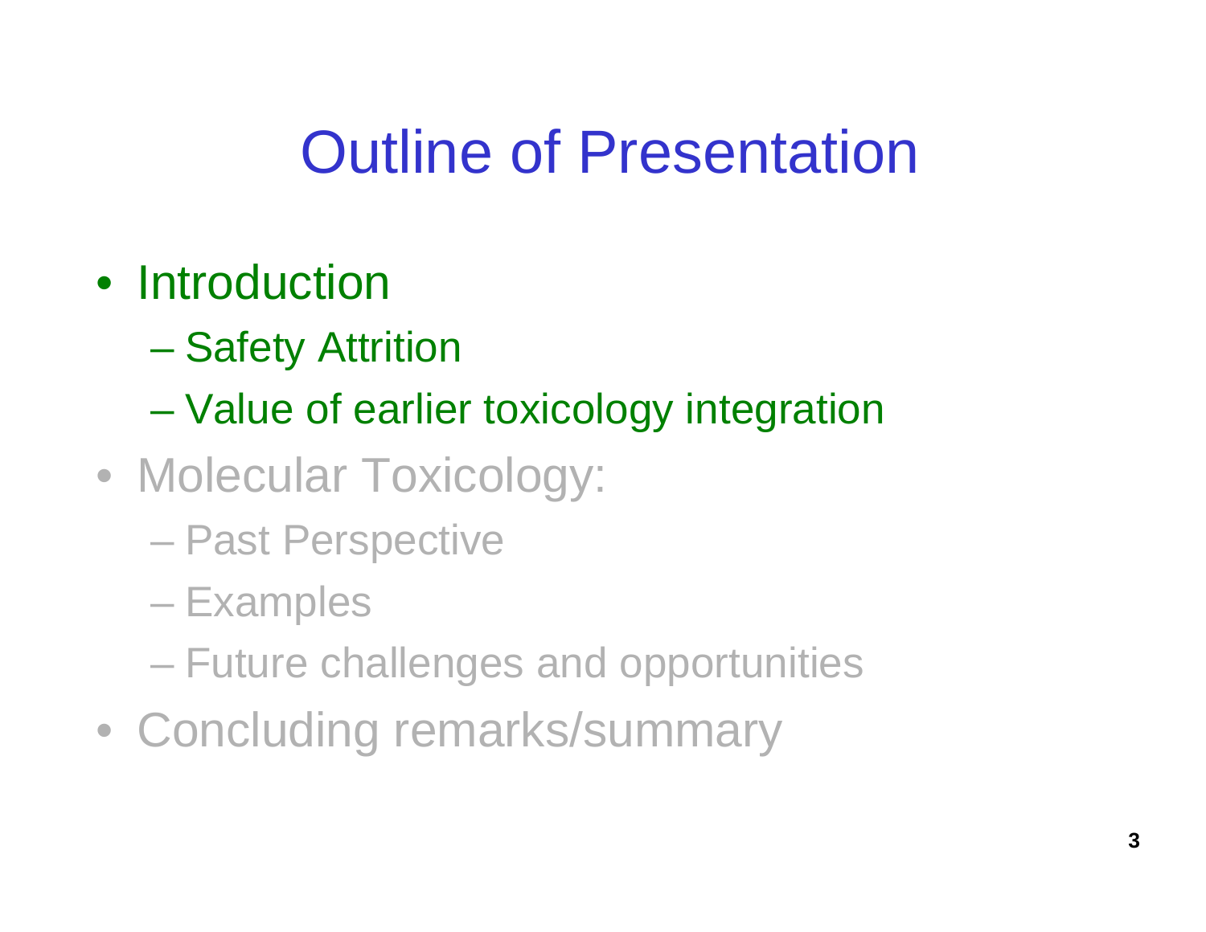# Outline of Presentation

- Introduction
  - Safety Attrition
  - Value of earlier toxicology integration
- Molecular Toxicology:
  - Past Perspective
  - Examples
  - Future challenges and opportunities
- Concluding remarks/summary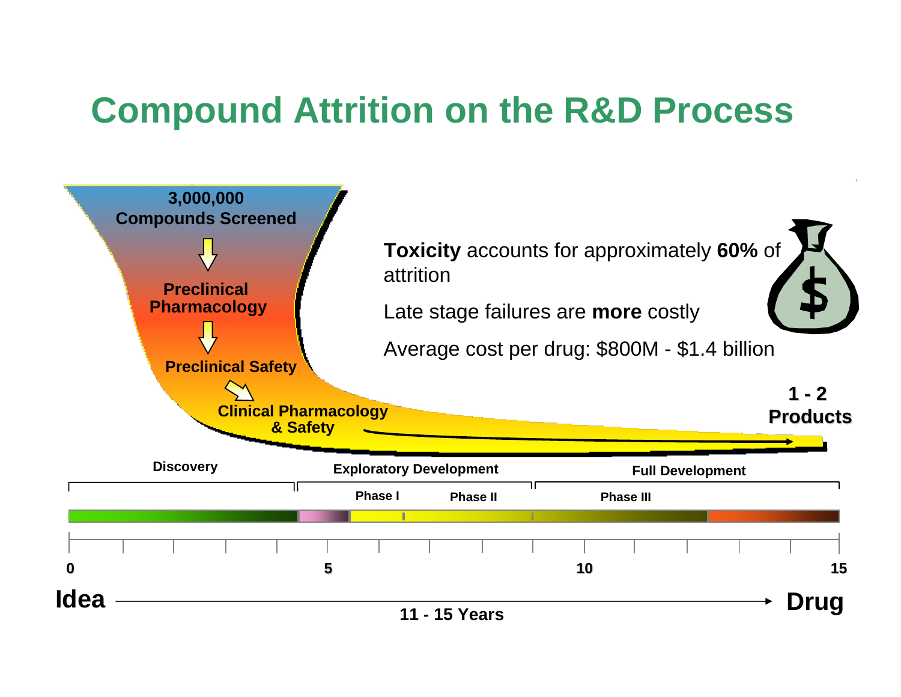# Compound Attrition on the R&D Process

3,000,000 Compounds Screened

Preclinical Pharmacology

Preclinical Safety

Clinical Pharmacology & Safety

1 - 2 Products

**Toxicity** accounts for approximately **60%** of attrition

Late stage failures are **more** costly

Average cost per drug: $800M - $1.4 billion

Discovery | Exploratory Development | Full Development

Phase I | Phase II | Phase III

0 | 5 | 10 | 15

**Idea** → **Drug**

**11 - 15 Years**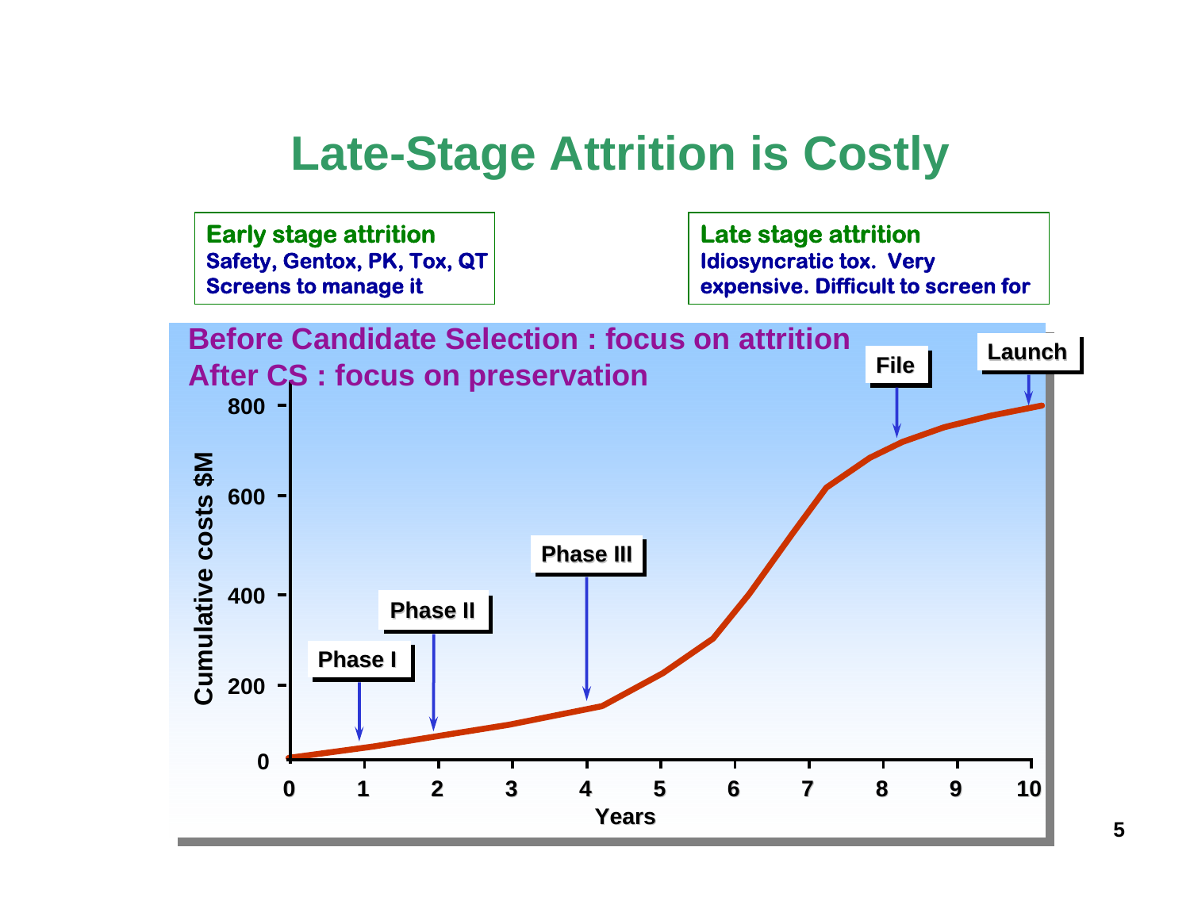# Late-Stage Attrition is Costly

**Early stage attrition**
Safety, Gentox, PK, Tox, QT
Screens to manage it

**Late stage attrition**
Idiosyncratic tox. Very expensive. Difficult to screen for

**Before Candidate Selection : focus on attrition**
**After CS : focus on preservation**

Cumulative costs $M (0–800) vs. Years (0–10), with milestones: Phase I, Phase II, Phase III, File, Launch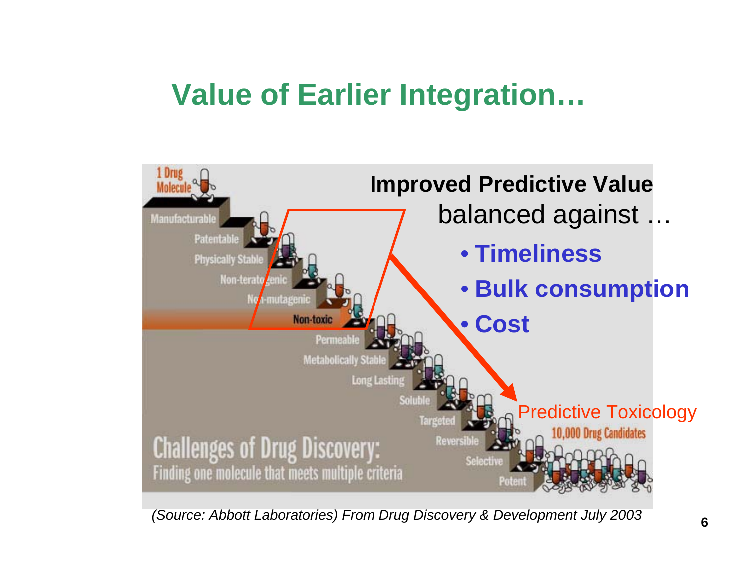# Value of Earlier Integration…

**Improved Predictive Value**

balanced against …

- **Timeliness**
- **Bulk consumption**
- **Cost**

Predictive Toxicology

1 Drug Molecule

Manufacturable

Patentable

Physically Stable

Non-teratogenic

Non-mutagenic

Non-toxic

Permeable

Metabolically Stable

Long Lasting

Soluble

Targeted

Reversible

Selective

Potent

10,000 Drug Candidates

Challenges of Drug Discovery:
Finding one molecule that meets multiple criteria

*(Source: Abbott Laboratories) From Drug Discovery & Development July 2003*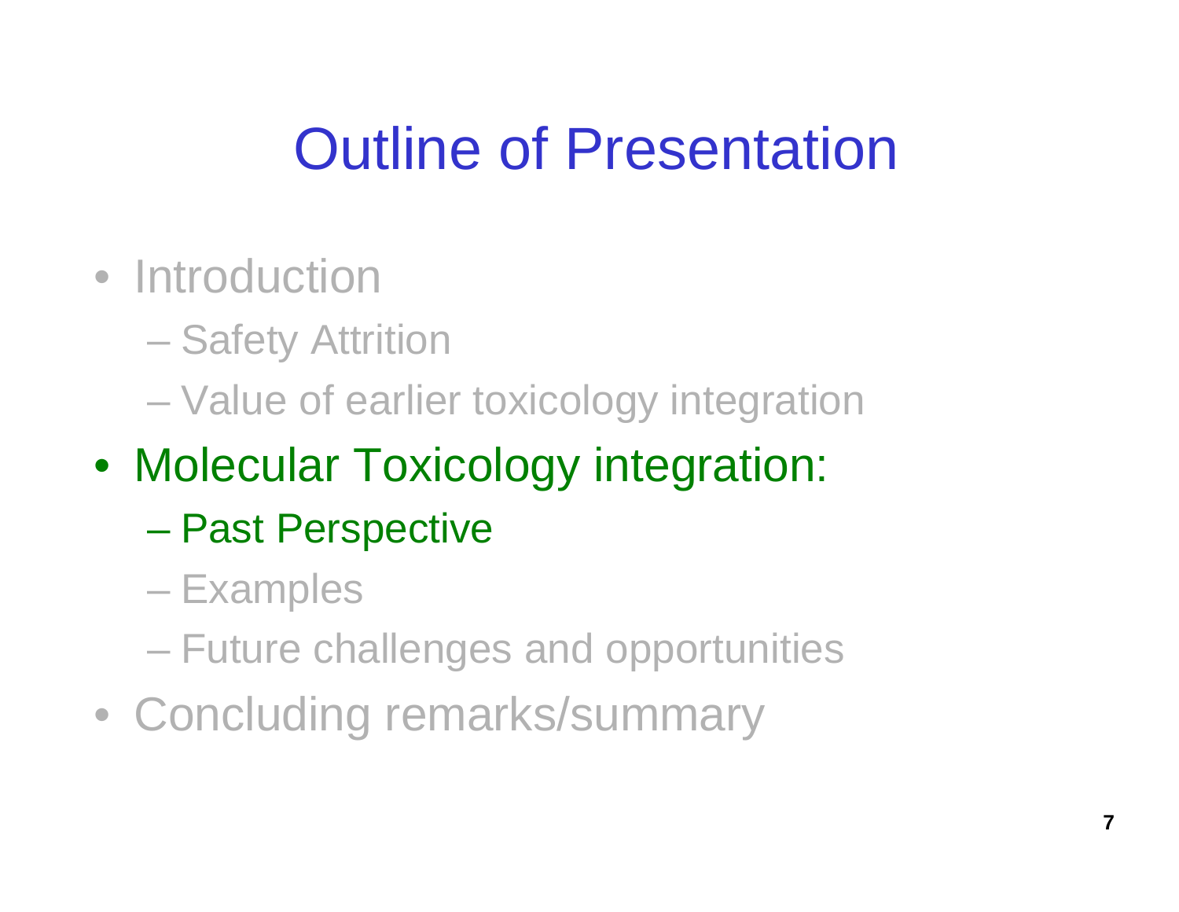# Outline of Presentation

- Introduction
  - Safety Attrition
  - Value of earlier toxicology integration
- Molecular Toxicology integration:
  - Past Perspective
  - Examples
  - Future challenges and opportunities
- Concluding remarks/summary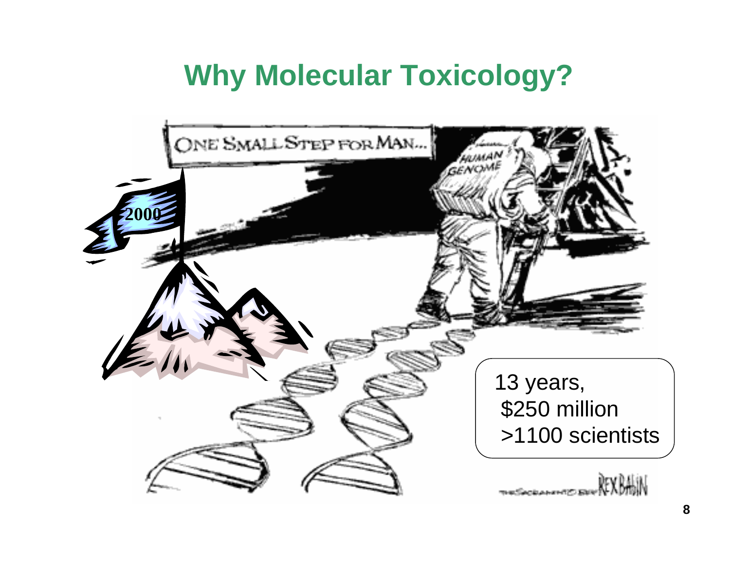# Why Molecular Toxicology?

13 years,
$250 million
>1100 scientists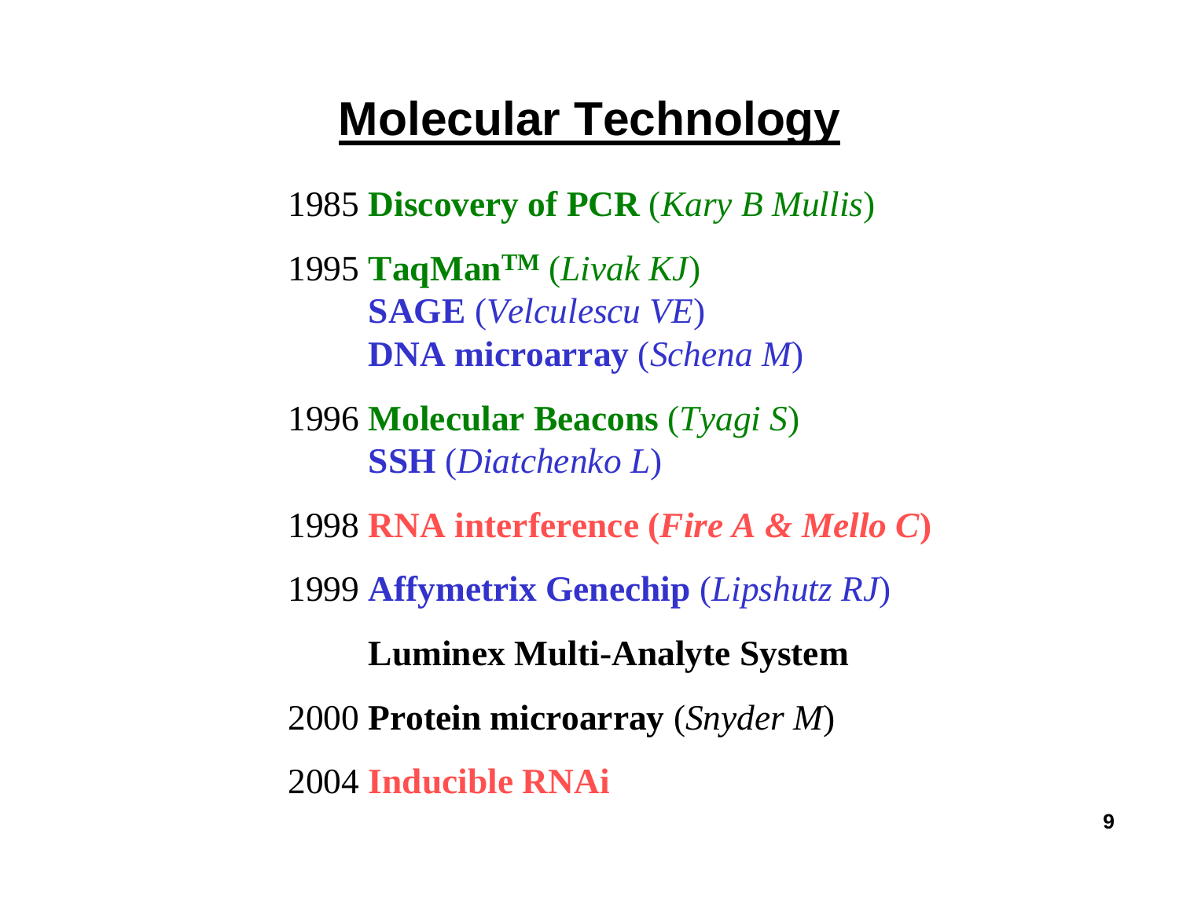# Molecular Technology

1985 **Discovery of PCR** (*Kary B Mullis*)

1995 **TaqMan™** (*Livak KJ*)
**SAGE** (*Velculescu VE*)
**DNA microarray** (*Schena M*)

1996 **Molecular Beacons** (*Tyagi S*)
**SSH** (*Diatchenko L*)

1998 **RNA interference (*Fire A & Mello C*)**

1999 **Affymetrix Genechip** (*Lipshutz RJ*)

**Luminex Multi-Analyte System**

2000 **Protein microarray** (*Snyder M*)

2004 **Inducible RNAi**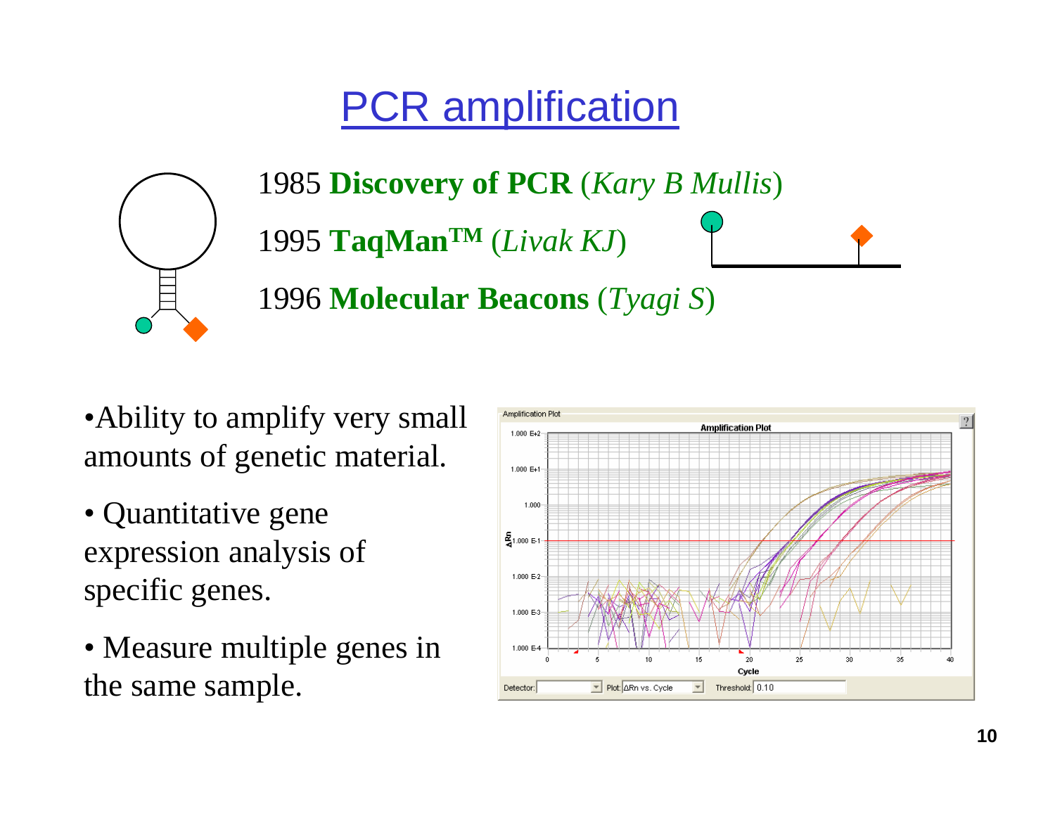# PCR amplification

1985 **Discovery of PCR** (*Kary B Mullis*)

1995 **TaqMan™** (*Livak KJ*)

1996 **Molecular Beacons** (*Tyagi S*)

- Ability to amplify very small amounts of genetic material.
- Quantitative gene expression analysis of specific genes.
- Measure multiple genes in the same sample.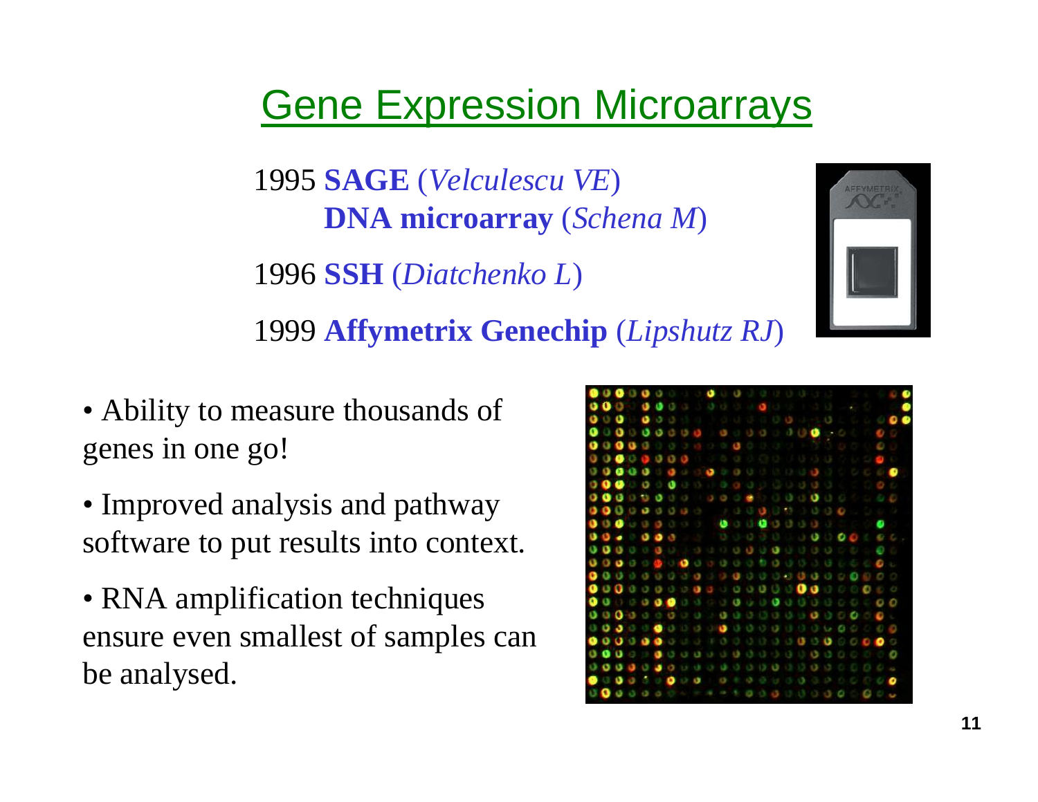# Gene Expression Microarrays

1995 **SAGE** (*Velculescu VE*)
**DNA microarray** (*Schena M*)

1996 **SSH** (*Diatchenko L*)

1999 **Affymetrix Genechip** (*Lipshutz RJ*)

- Ability to measure thousands of genes in one go!
- Improved analysis and pathway software to put results into context.
- RNA amplification techniques ensure even smallest of samples can be analysed.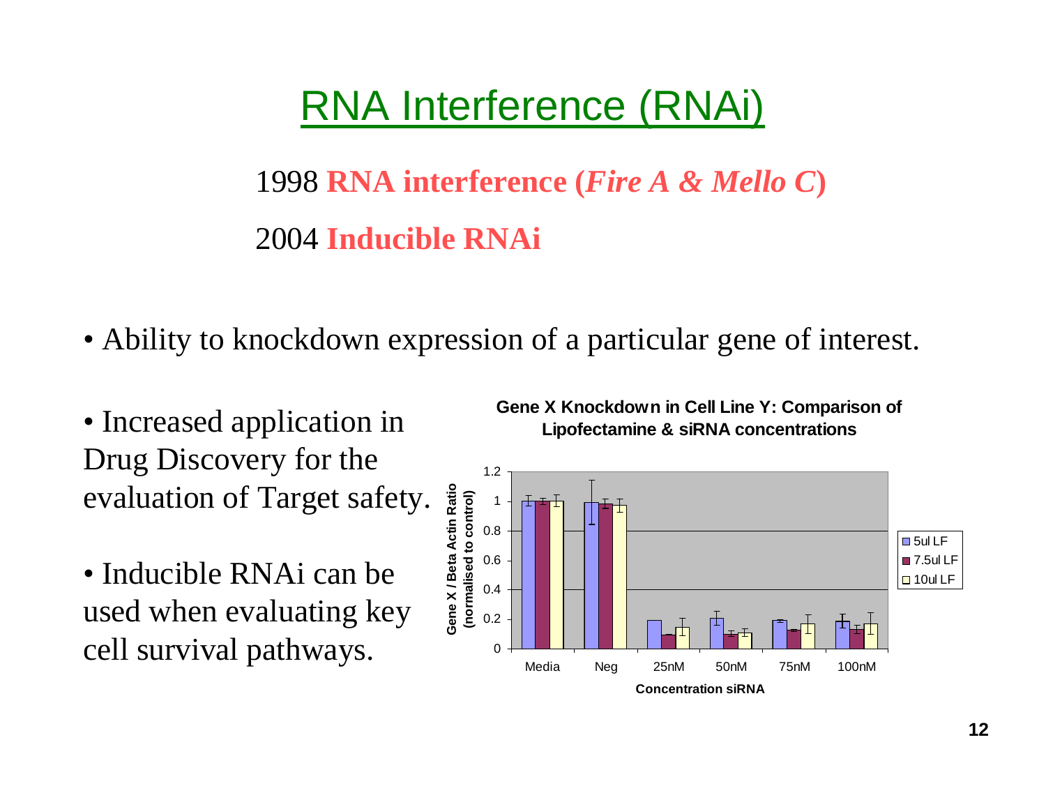# RNA Interference (RNAi)

1998 **RNA interference (*Fire A & Mello C*)**

2004 **Inducible RNAi**

- Ability to knockdown expression of a particular gene of interest.

- Increased application in Drug Discovery for the evaluation of Target safety.

- Inducible RNAi can be used when evaluating key cell survival pathways.

**Gene X Knockdown in Cell Line Y: Comparison of Lipofectamine & siRNA concentrations**

Gene X / Beta Actin Ratio (normalised to control)

Concentration siRNA

Media, Neg, 25nM, 50nM, 75nM, 100nM

5ul LF, 7.5ul LF, 10ul LF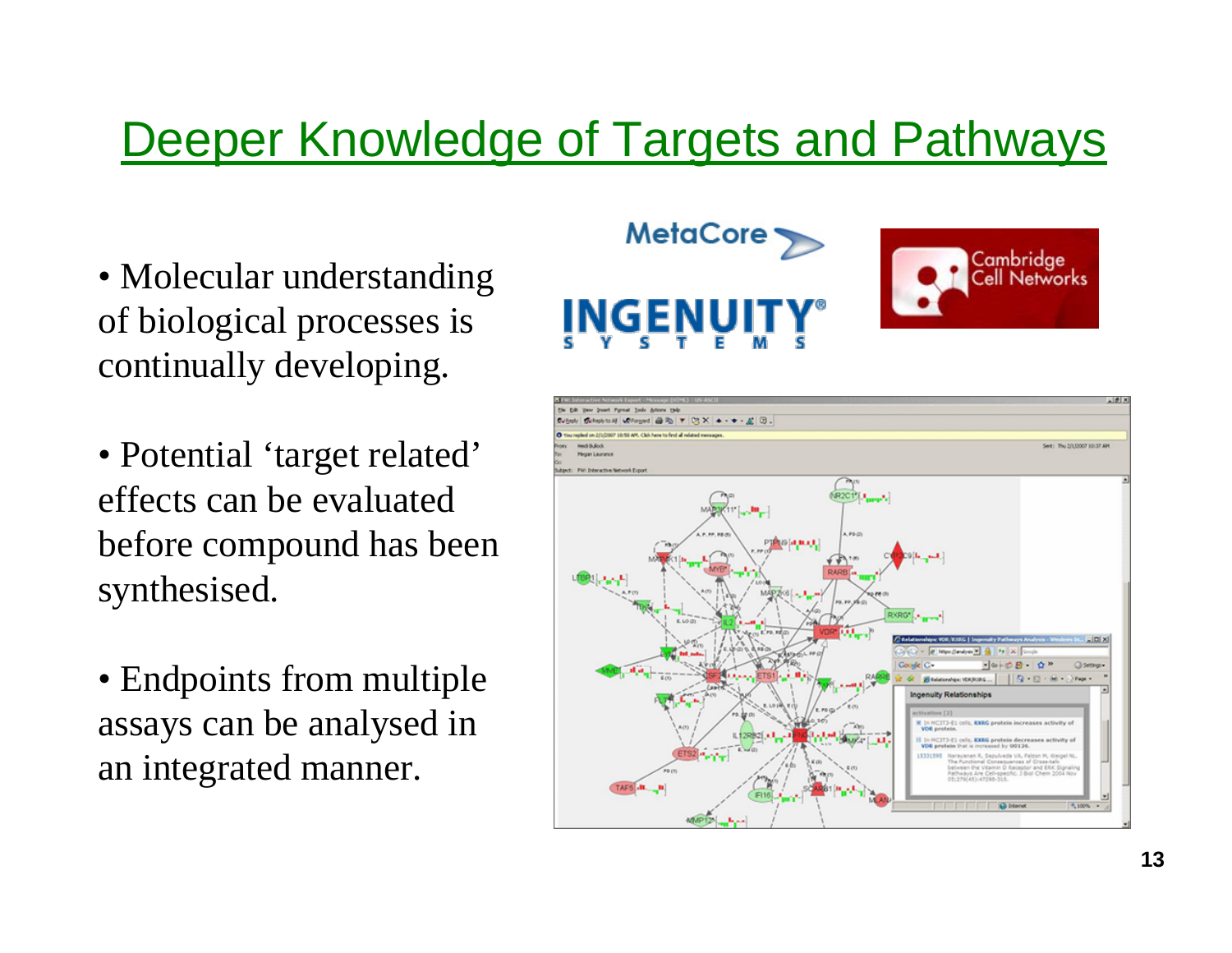# Deeper Knowledge of Targets and Pathways

- Molecular understanding of biological processes is continually developing.
- Potential 'target related' effects can be evaluated before compound has been synthesised.
- Endpoints from multiple assays can be analysed in an integrated manner.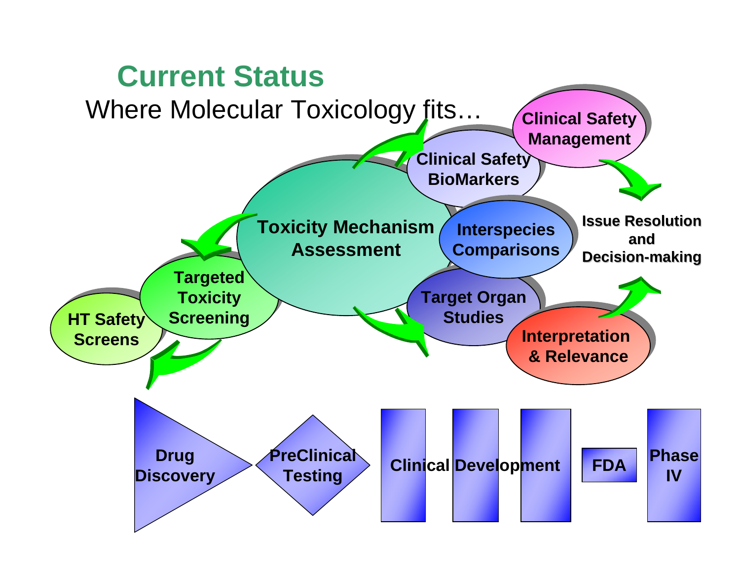# Current Status

Where Molecular Toxicology fits…

- Toxicity Mechanism Assessment
- Clinical Safety BioMarkers
- Clinical Safety Management
- Interspecies Comparisons
- Target Organ Studies
- Interpretation & Relevance
- Issue Resolution and Decision-making
- Targeted Toxicity Screening
- HT Safety Screens

Drug Discovery → PreClinical Testing → Clinical Development → FDA → Phase IV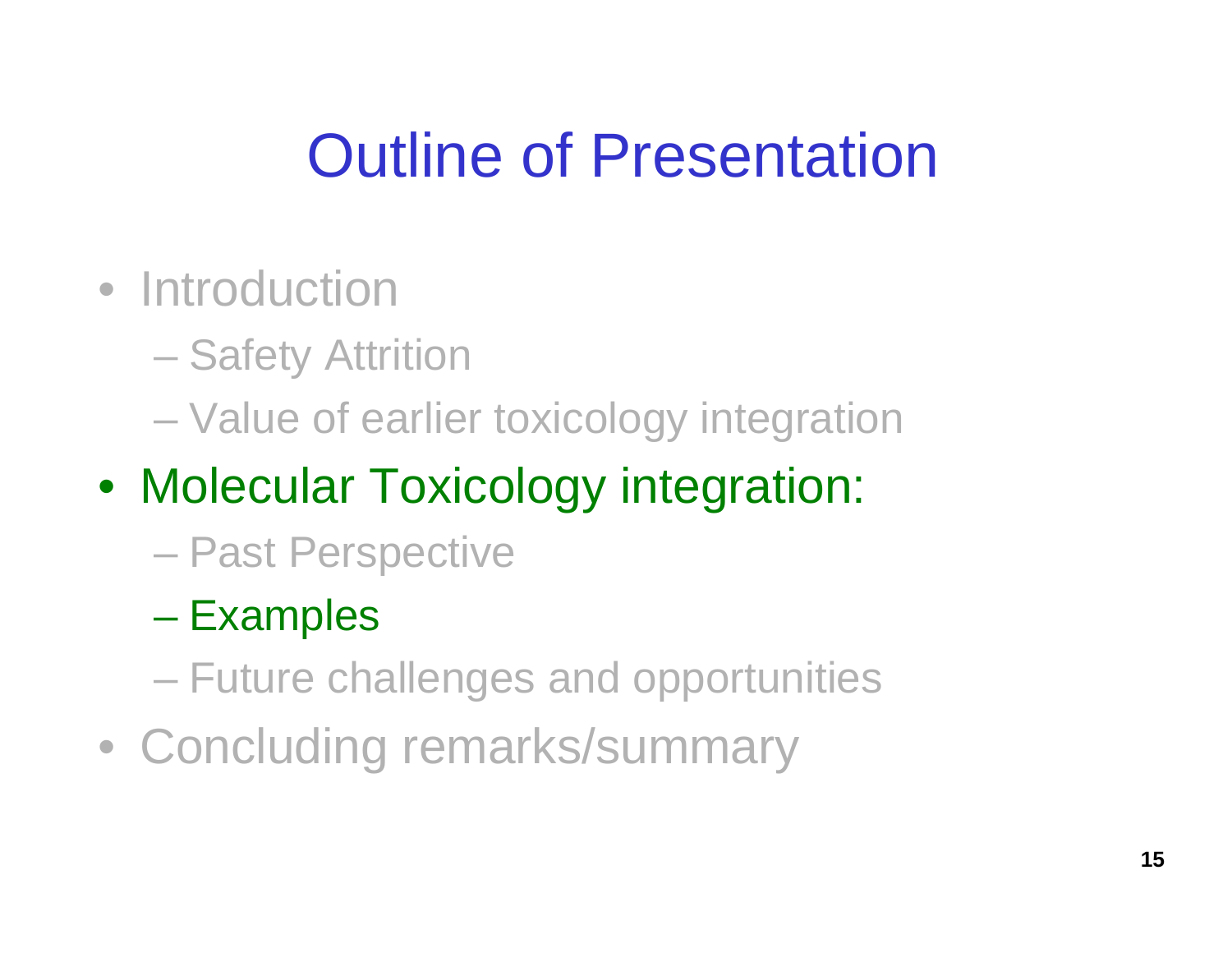# Outline of Presentation

- Introduction
  - Safety Attrition
  - Value of earlier toxicology integration
- Molecular Toxicology integration:
  - Past Perspective
  - Examples
  - Future challenges and opportunities
- Concluding remarks/summary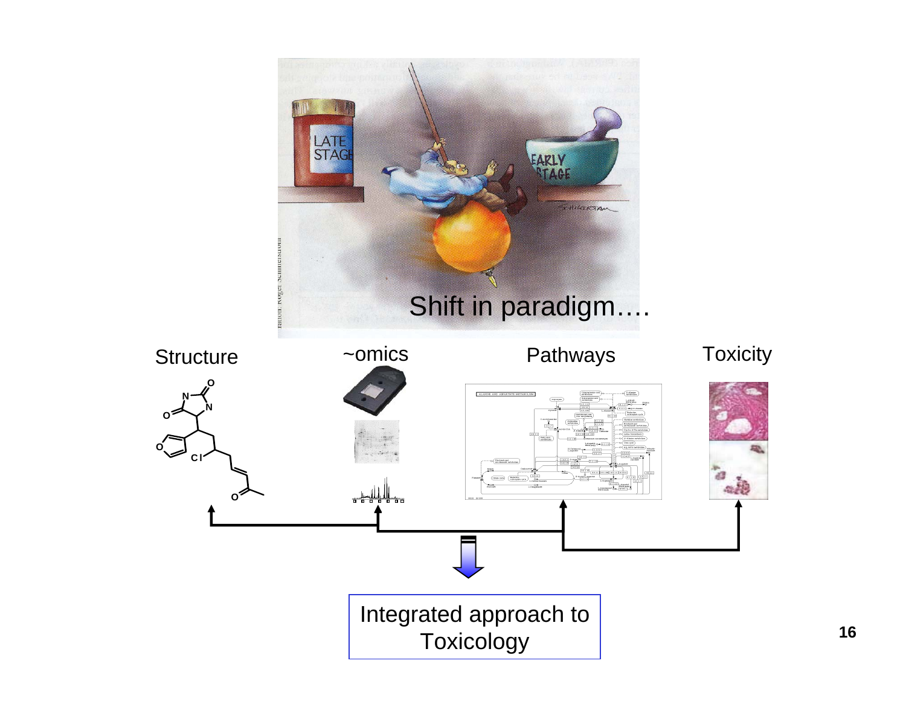Shift in paradigm….

Structure

~omics

Pathways

Toxicity

Integrated approach to Toxicology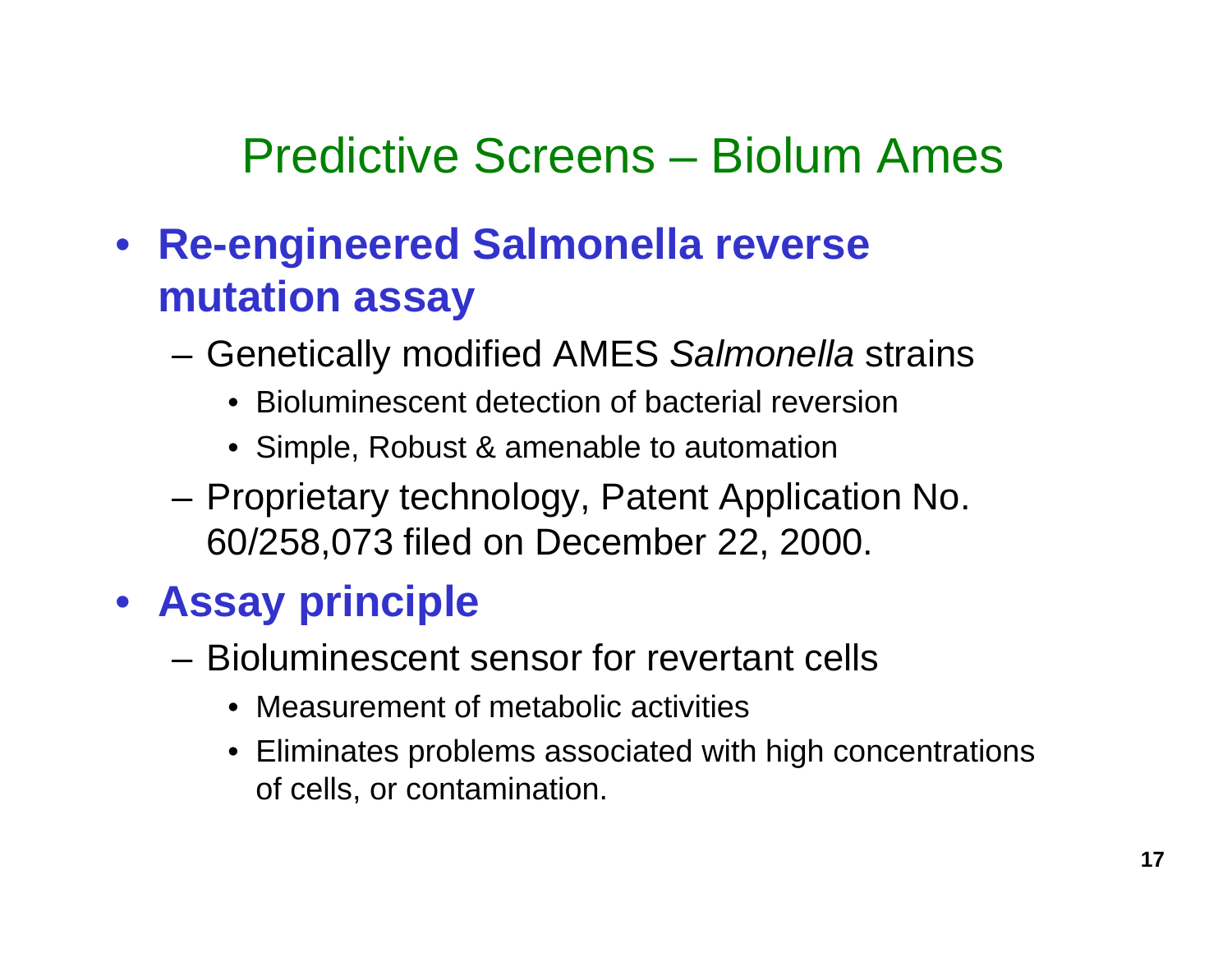# Predictive Screens – Biolum Ames

- **Re-engineered Salmonella reverse mutation assay**
  - Genetically modified AMES *Salmonella* strains
    - Bioluminescent detection of bacterial reversion
    - Simple, Robust & amenable to automation
  - Proprietary technology, Patent Application No. 60/258,073 filed on December 22, 2000.
- **Assay principle**
  - Bioluminescent sensor for revertant cells
    - Measurement of metabolic activities
    - Eliminates problems associated with high concentrations of cells, or contamination.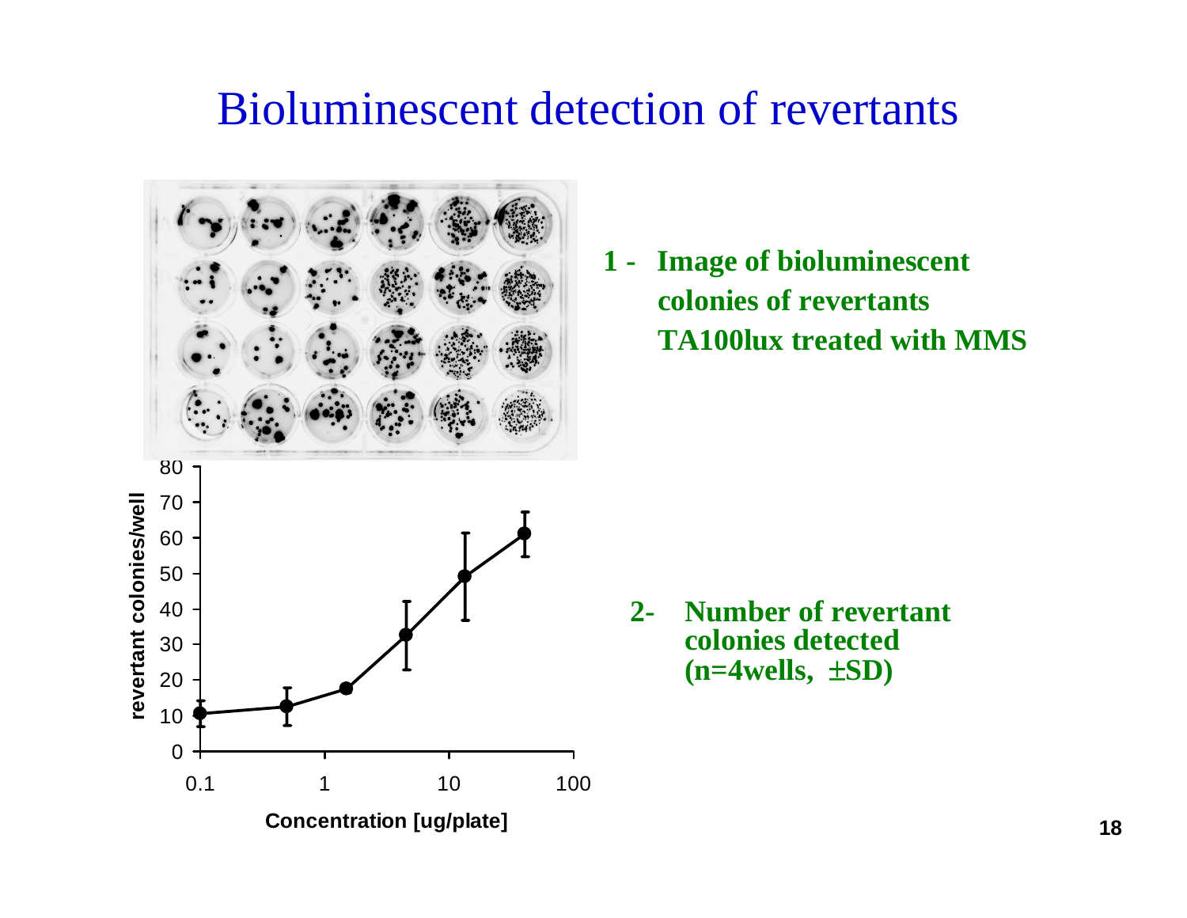# Bioluminescent detection of revertants

1 - **Image of bioluminescent colonies of revertants TA100lux treated with MMS**

2- **Number of revertant colonies detected (n=4wells, ±SD)**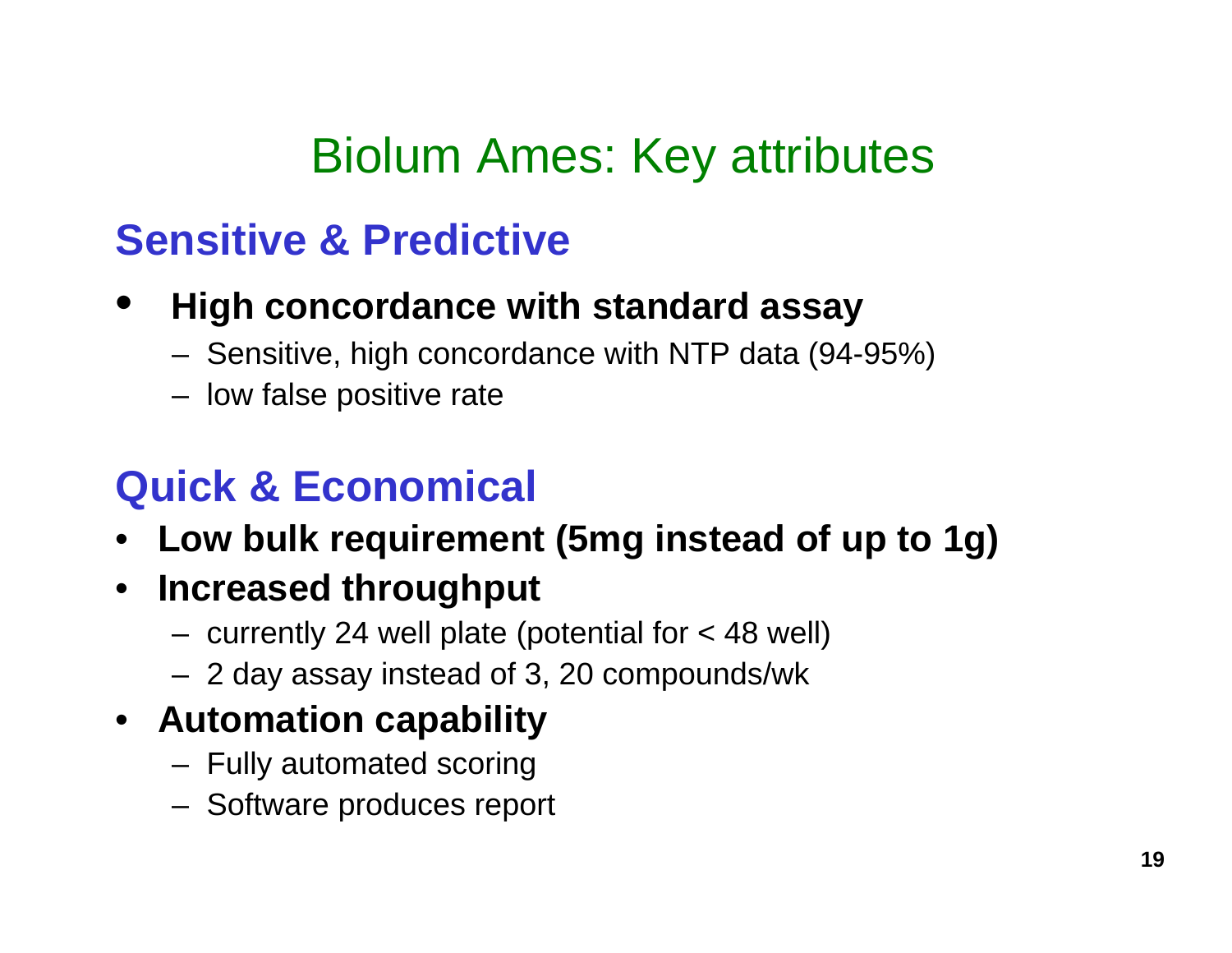# Biolum Ames: Key attributes

## Sensitive & Predictive

- **High concordance with standard assay**
  - Sensitive, high concordance with NTP data (94-95%)
  - low false positive rate

## Quick & Economical

- **Low bulk requirement (5mg instead of up to 1g)**
- **Increased throughput**
  - currently 24 well plate (potential for < 48 well)
  - 2 day assay instead of 3, 20 compounds/wk
- **Automation capability**
  - Fully automated scoring
  - Software produces report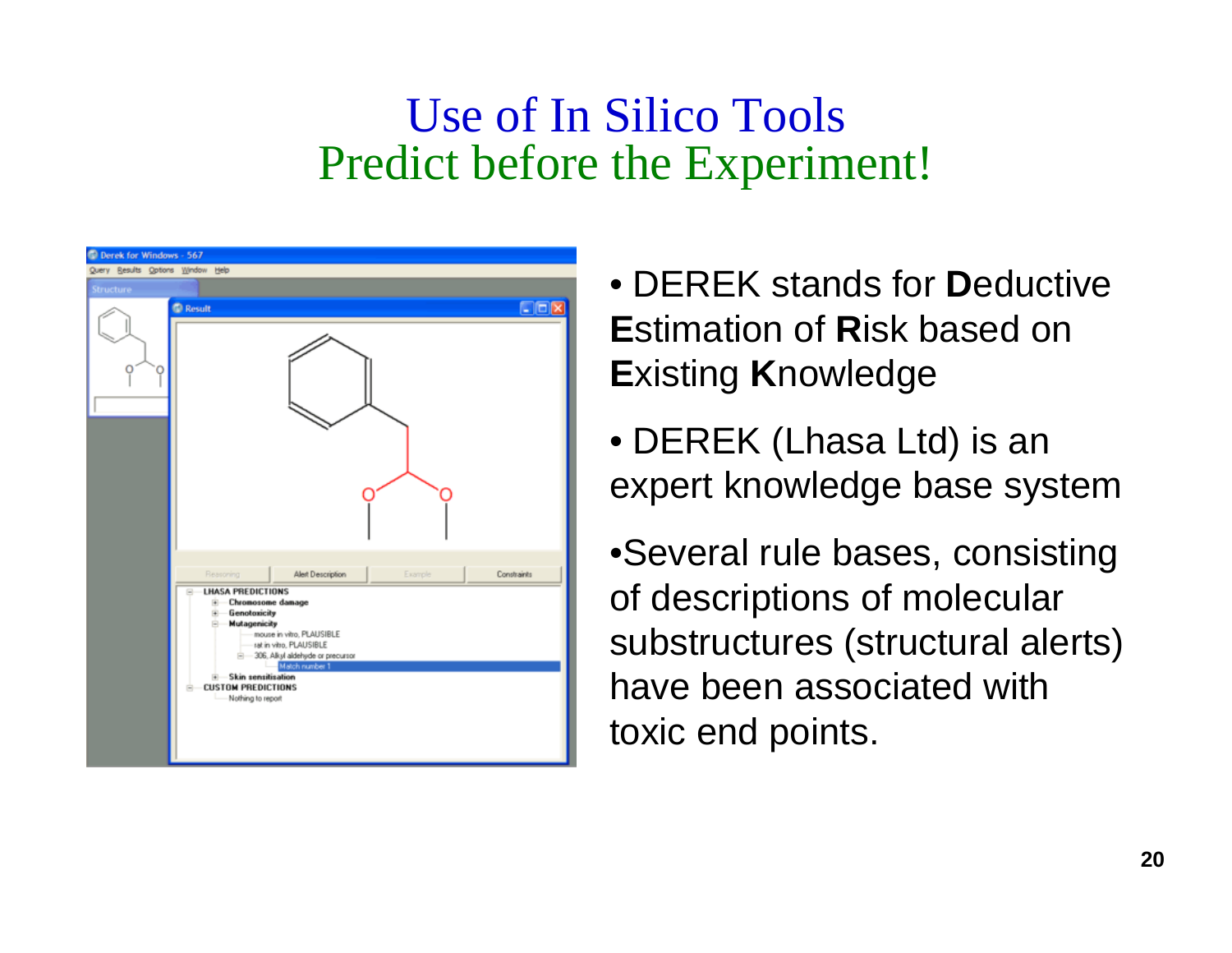# Use of In Silico Tools
## Predict before the Experiment!

- DEREK stands for **D**eductive **E**stimation of **R**isk based on **E**xisting **K**nowledge
- DEREK (Lhasa Ltd) is an expert knowledge base system
- Several rule bases, consisting of descriptions of molecular substructures (structural alerts) have been associated with toxic end points.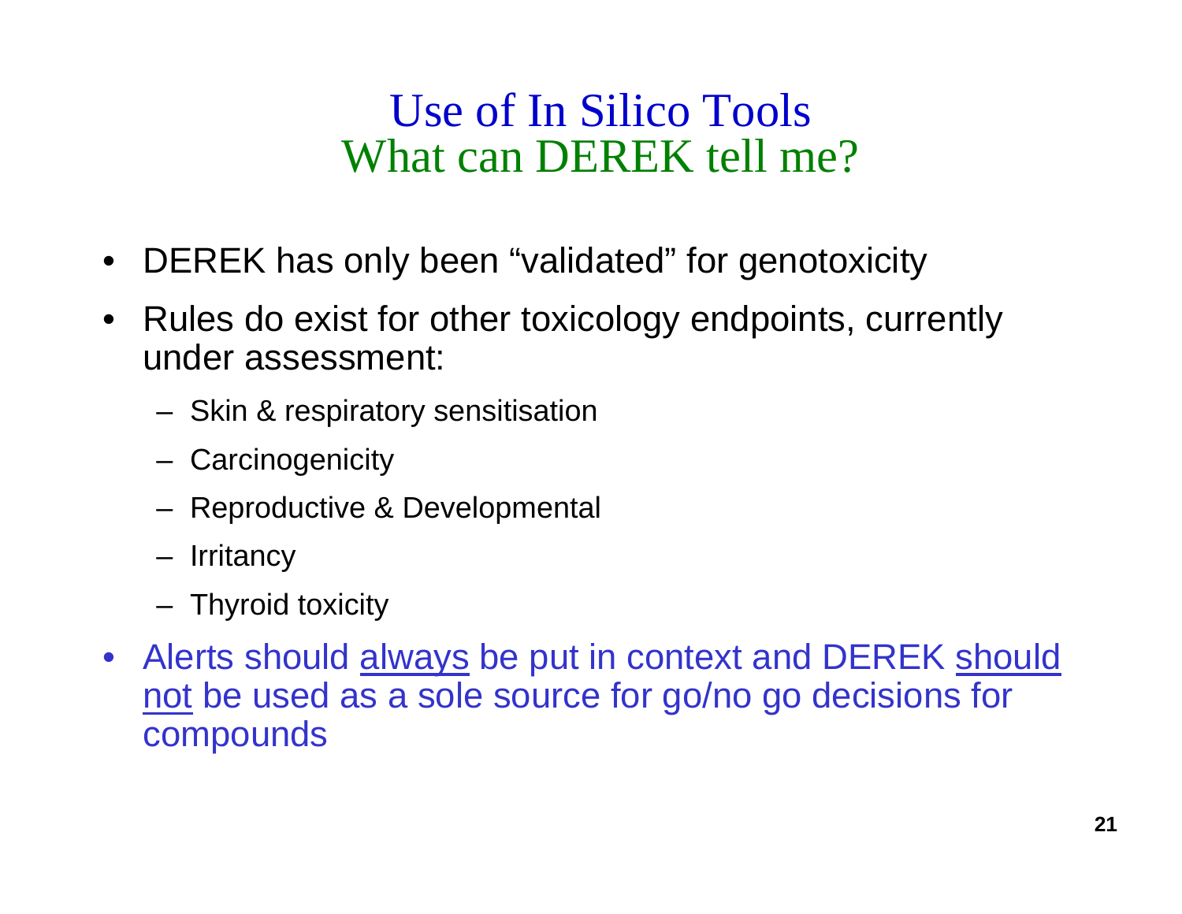# Use of In Silico Tools
## What can DEREK tell me?

- DEREK has only been "validated" for genotoxicity
- Rules do exist for other toxicology endpoints, currently under assessment:
  - Skin & respiratory sensitisation
  - Carcinogenicity
  - Reproductive & Developmental
  - Irritancy
  - Thyroid toxicity
- Alerts should <u>always</u> be put in context and DEREK <u>should not</u> be used as a sole source for go/no go decisions for compounds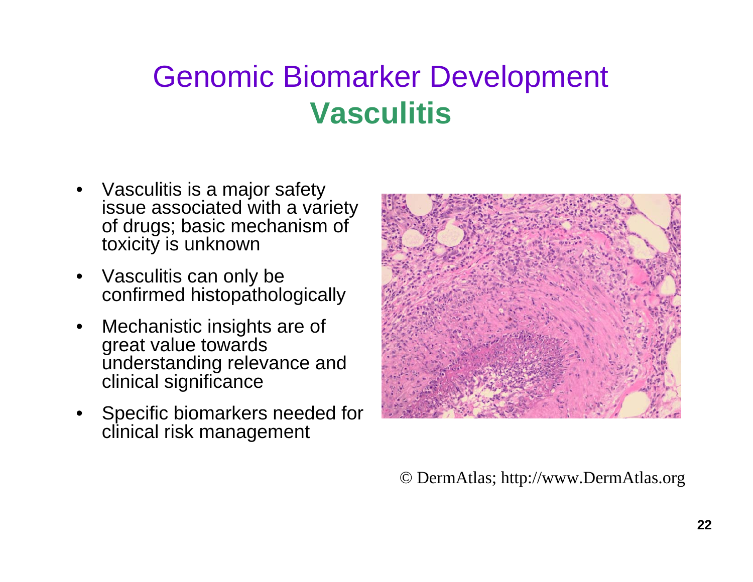# Genomic Biomarker Development

## Vasculitis

- Vasculitis is a major safety issue associated with a variety of drugs; basic mechanism of toxicity is unknown
- Vasculitis can only be confirmed histopathologically
- Mechanistic insights are of great value towards understanding relevance and clinical significance
- Specific biomarkers needed for clinical risk management

© DermAtlas; http://www.DermAtlas.org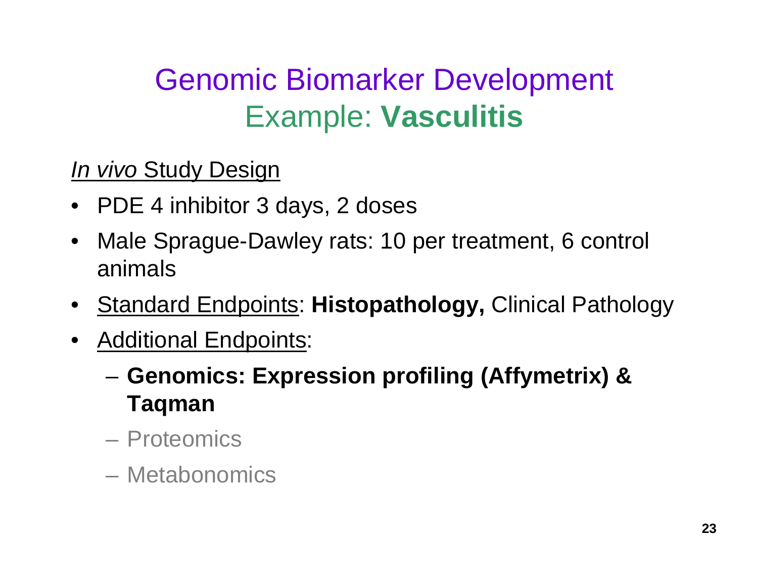# Genomic Biomarker Development
## Example: **Vasculitis**

*In vivo* Study Design

- PDE 4 inhibitor 3 days, 2 doses
- Male Sprague-Dawley rats: 10 per treatment, 6 control animals
- Standard Endpoints: **Histopathology,** Clinical Pathology
- Additional Endpoints:
  - **Genomics: Expression profiling (Affymetrix) & Taqman**
  - Proteomics
  - Metabonomics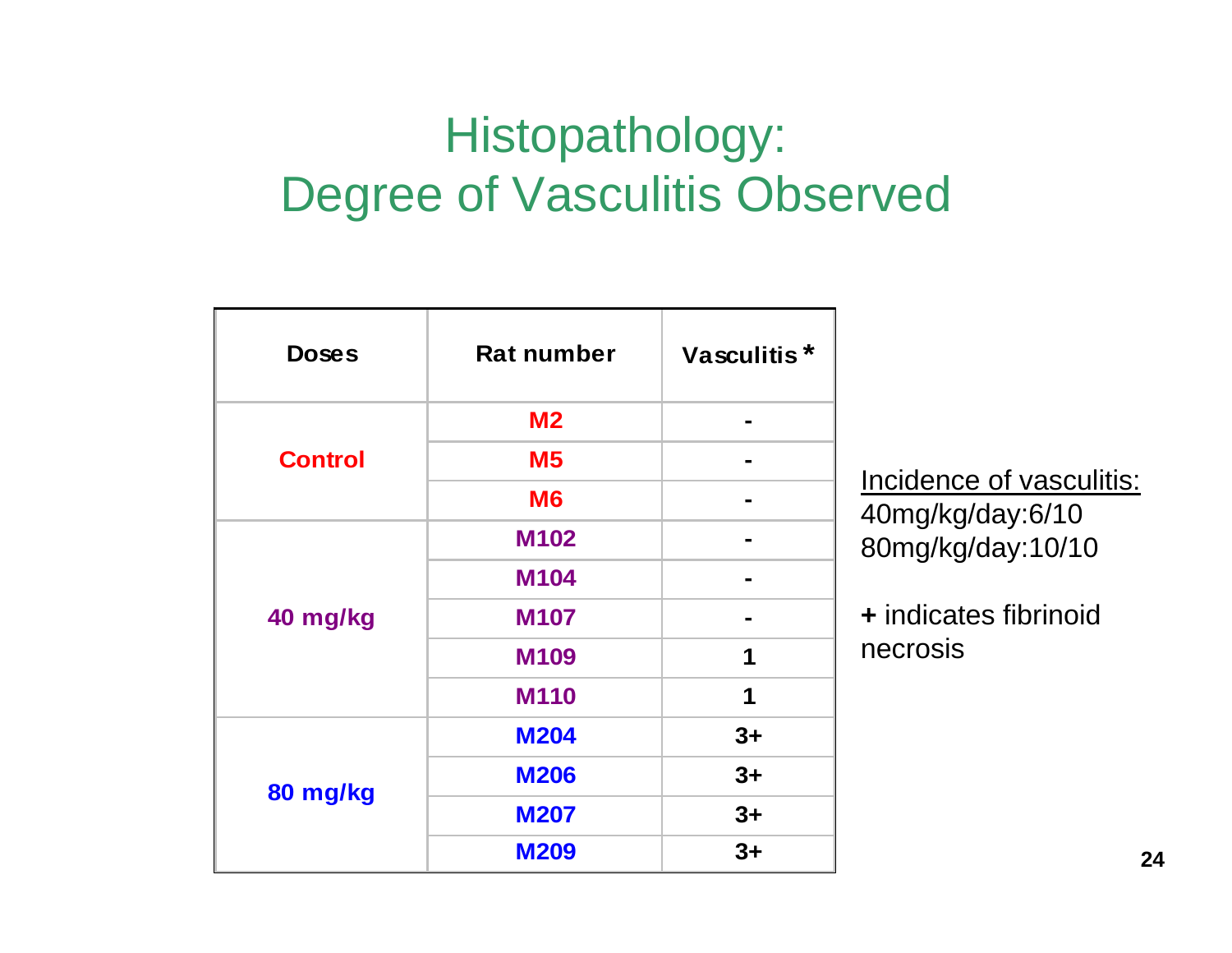# Histopathology: Degree of Vasculitis Observed

| Doses | Rat number | Vasculitis * |
|---|---|---|
| Control | M2 | - |
| | M5 | - |
| | M6 | - |
| 40 mg/kg | M102 | - |
| | M104 | - |
| | M107 | - |
| | M109 | 1 |
| | M110 | 1 |
| 80 mg/kg | M204 | 3+ |
| | M206 | 3+ |
| | M207 | 3+ |
| | M209 | 3+ |

Incidence of vasculitis:
40mg/kg/day:6/10
80mg/kg/day:10/10

**+** indicates fibrinoid necrosis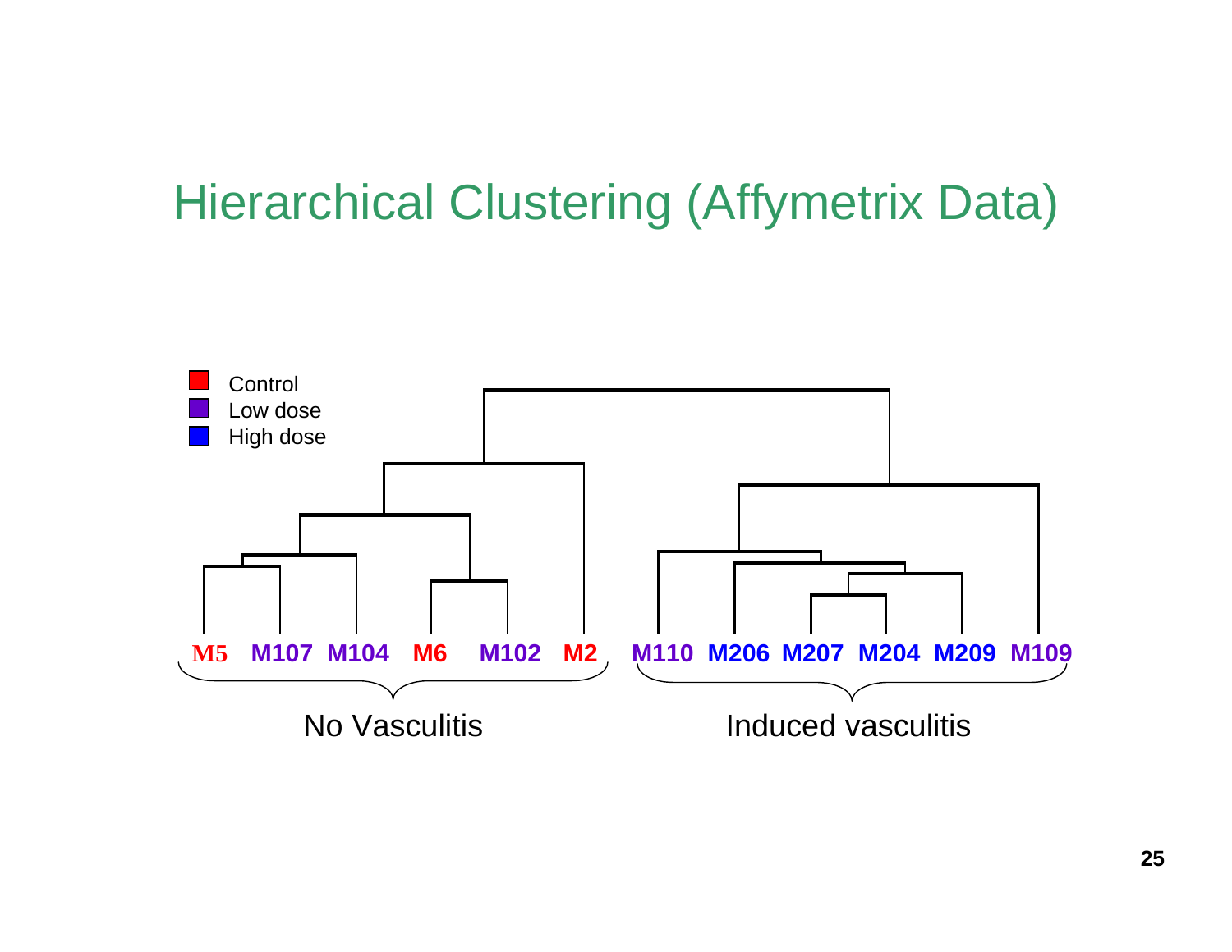# Hierarchical Clustering (Affymetrix Data)

- Control
- Low dose
- High dose

M5 M107 M104 M6 M102 M2 M110 M206 M207 M204 M209 M109

No Vasculitis

Induced vasculitis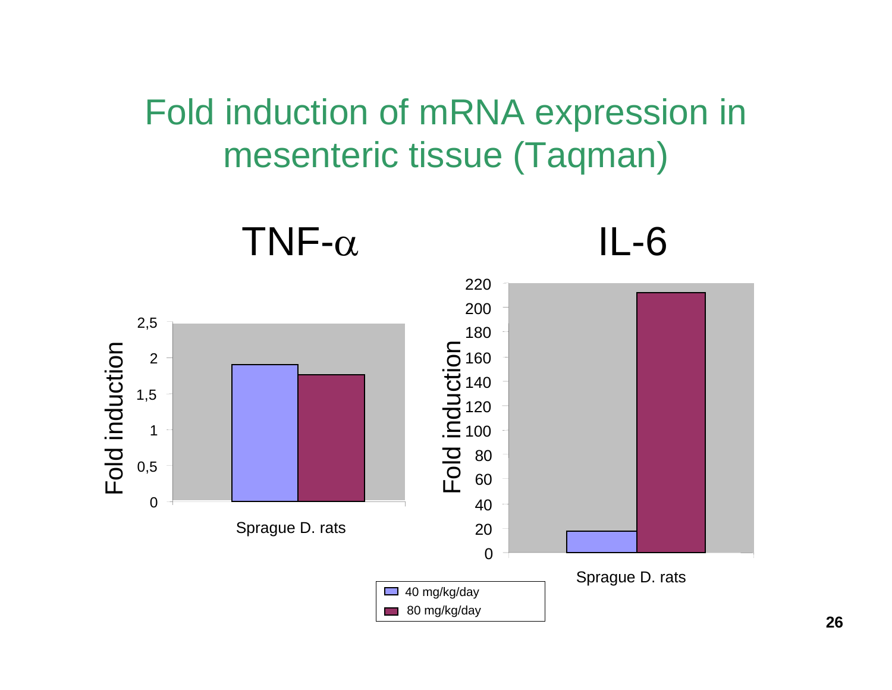# Fold induction of mRNA expression in mesenteric tissue (Taqman)

TNF-α

IL-6

Fold induction

Sprague D. rats

40 mg/kg/day

80 mg/kg/day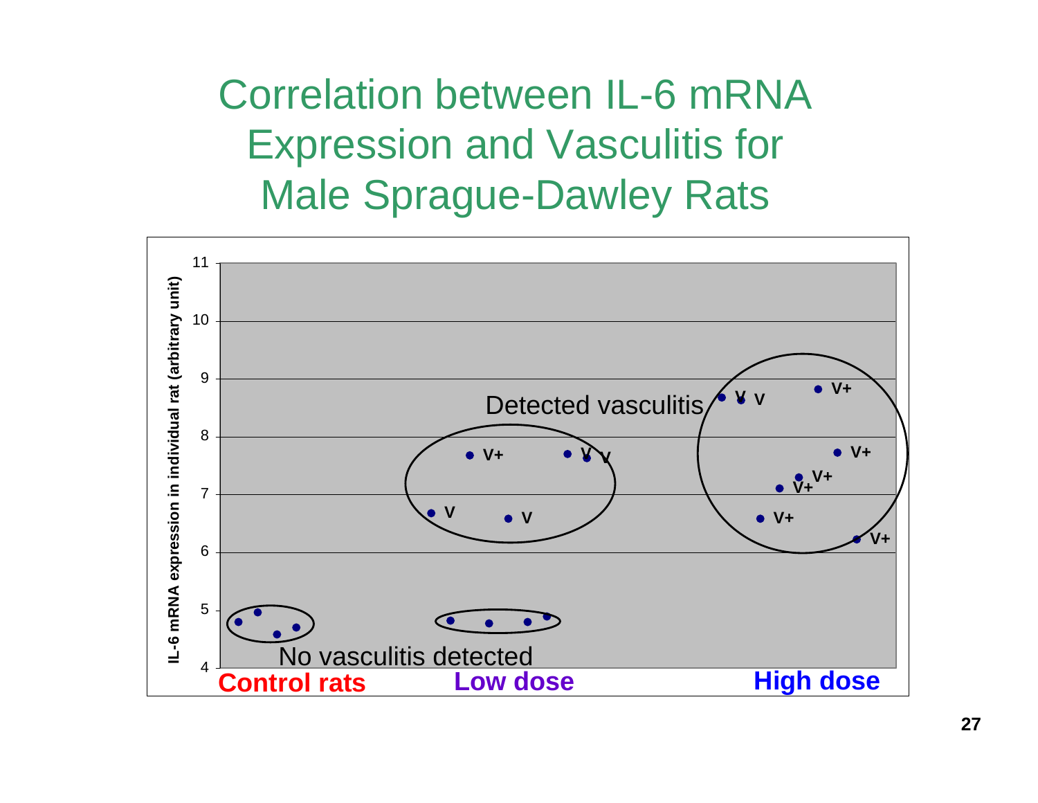# Correlation between IL-6 mRNA Expression and Vasculitis for Male Sprague-Dawley Rats

IL-6 mRNA expression in individual rat (arbitrary unit)

Detected vasculitis

No vasculitis detected

Control rats | Low dose | High dose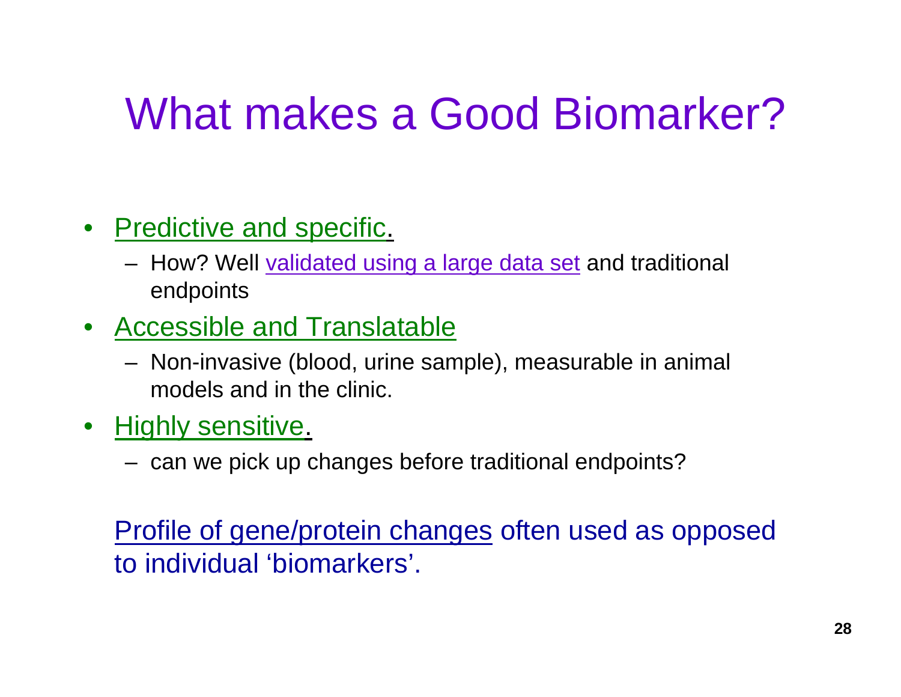# What makes a Good Biomarker?

- Predictive and specific.
  - How? Well validated using a large data set and traditional endpoints
- Accessible and Translatable
  - Non-invasive (blood, urine sample), measurable in animal models and in the clinic.
- Highly sensitive.
  - can we pick up changes before traditional endpoints?

Profile of gene/protein changes often used as opposed to individual 'biomarkers'.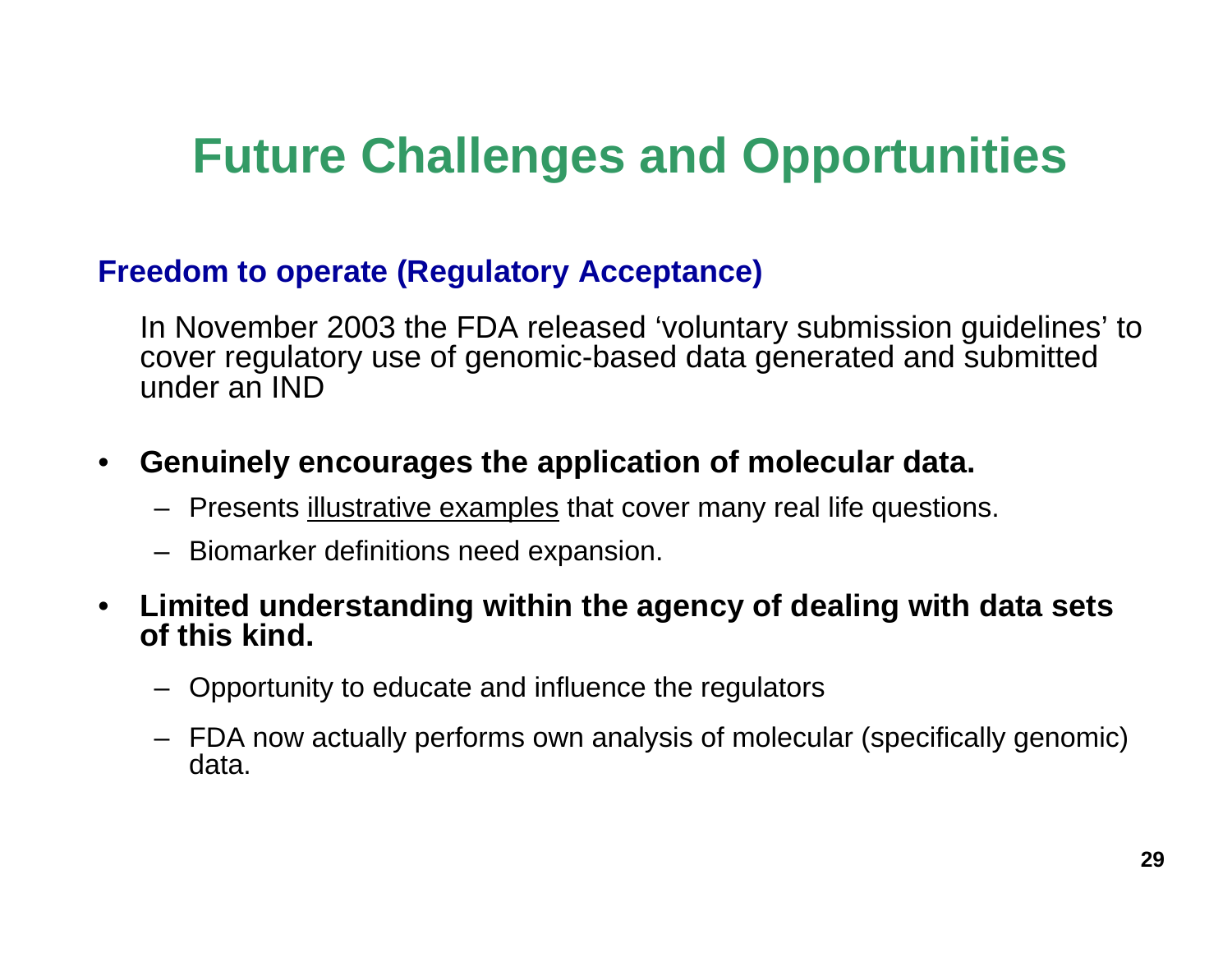# Future Challenges and Opportunities

## Freedom to operate (Regulatory Acceptance)

In November 2003 the FDA released ‘voluntary submission guidelines’ to cover regulatory use of genomic-based data generated and submitted under an IND

- **Genuinely encourages the application of molecular data.**
  - Presents <u>illustrative examples</u> that cover many real life questions.
  - Biomarker definitions need expansion.
- **Limited understanding within the agency of dealing with data sets of this kind.**
  - Opportunity to educate and influence the regulators
  - FDA now actually performs own analysis of molecular (specifically genomic) data.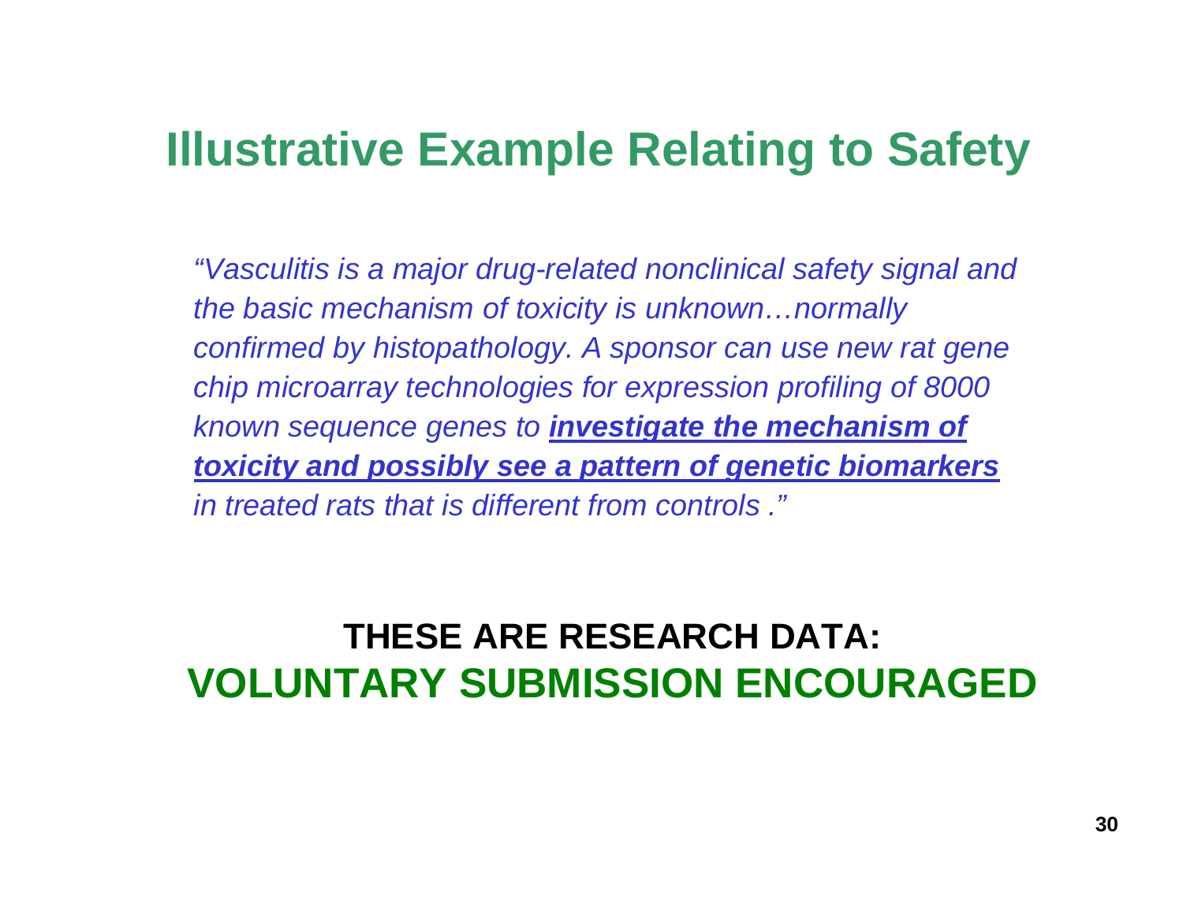# Illustrative Example Relating to Safety

*"Vasculitis is a major drug-related nonclinical safety signal and the basic mechanism of toxicity is unknown…normally confirmed by histopathology. A sponsor can use new rat gene chip microarray technologies for expression profiling of 8000 known sequence genes to* ***investigate the mechanism of toxicity and possibly see a pattern of genetic biomarkers*** *in treated rats that is different from controls ."*

**THESE ARE RESEARCH DATA:**

**VOLUNTARY SUBMISSION ENCOURAGED**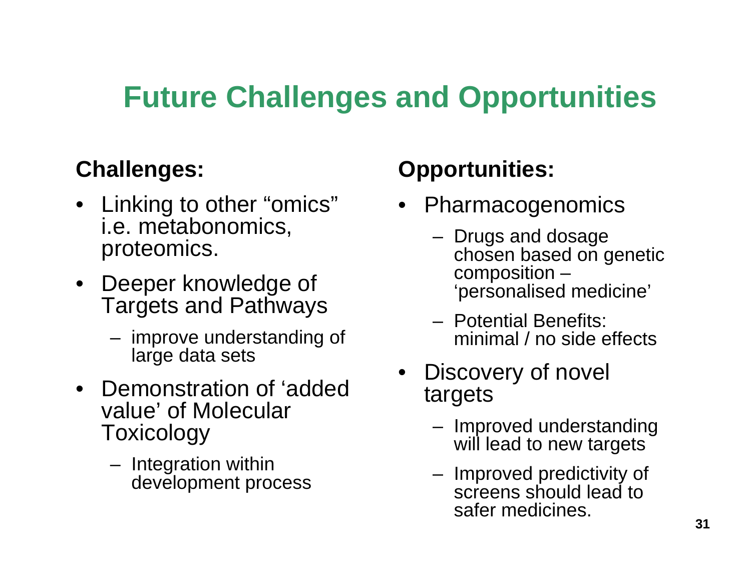# Future Challenges and Opportunities

**Challenges:**

- Linking to other "omics" i.e. metabonomics, proteomics.
- Deeper knowledge of Targets and Pathways
  - improve understanding of large data sets
- Demonstration of 'added value' of Molecular Toxicology
  - Integration within development process

**Opportunities:**

- Pharmacogenomics
  - Drugs and dosage chosen based on genetic composition – 'personalised medicine'
  - Potential Benefits: minimal / no side effects
- Discovery of novel targets
  - Improved understanding will lead to new targets
  - Improved predictivity of screens should lead to safer medicines.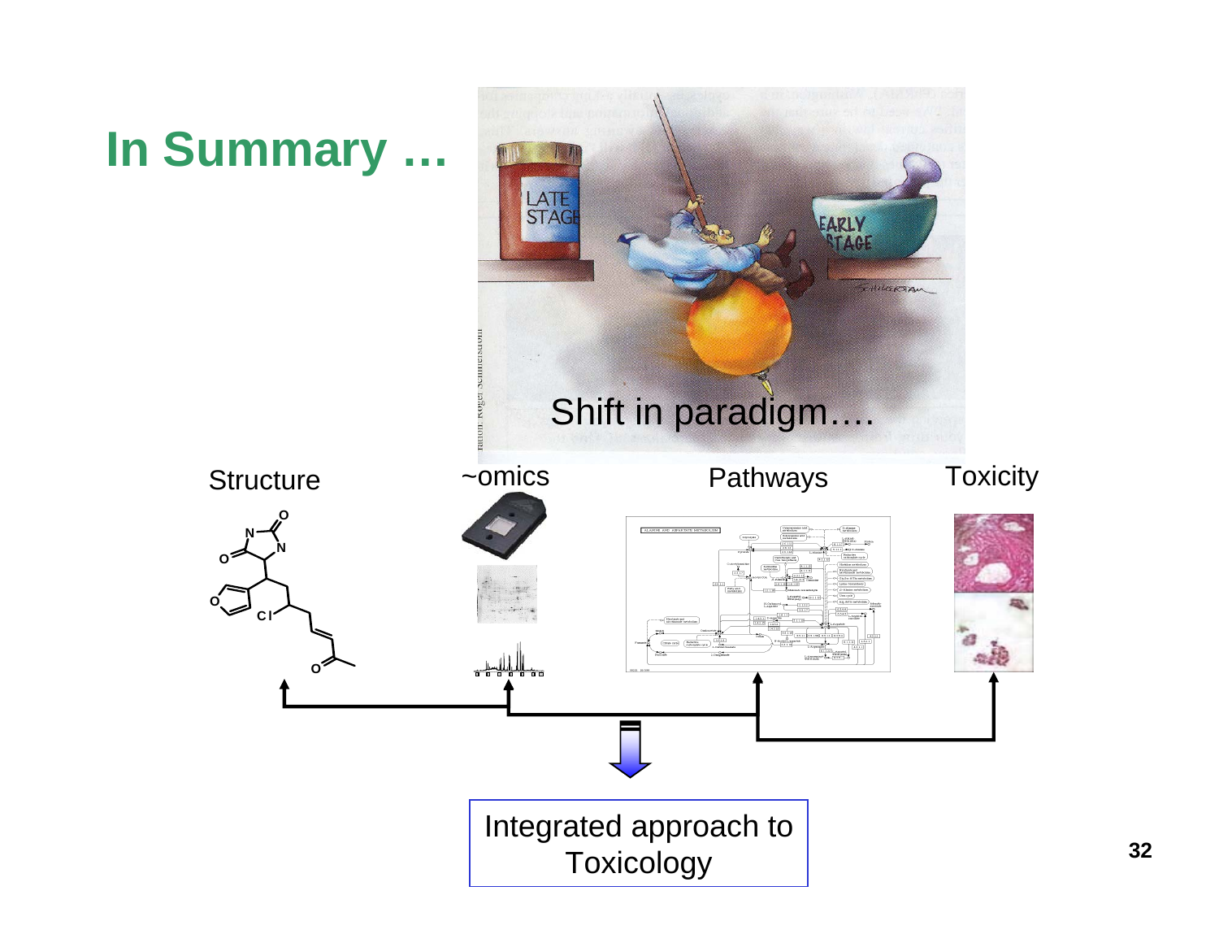# In Summary …

Shift in paradigm….

Structure

~omics

Pathways

Toxicity

Integrated approach to Toxicology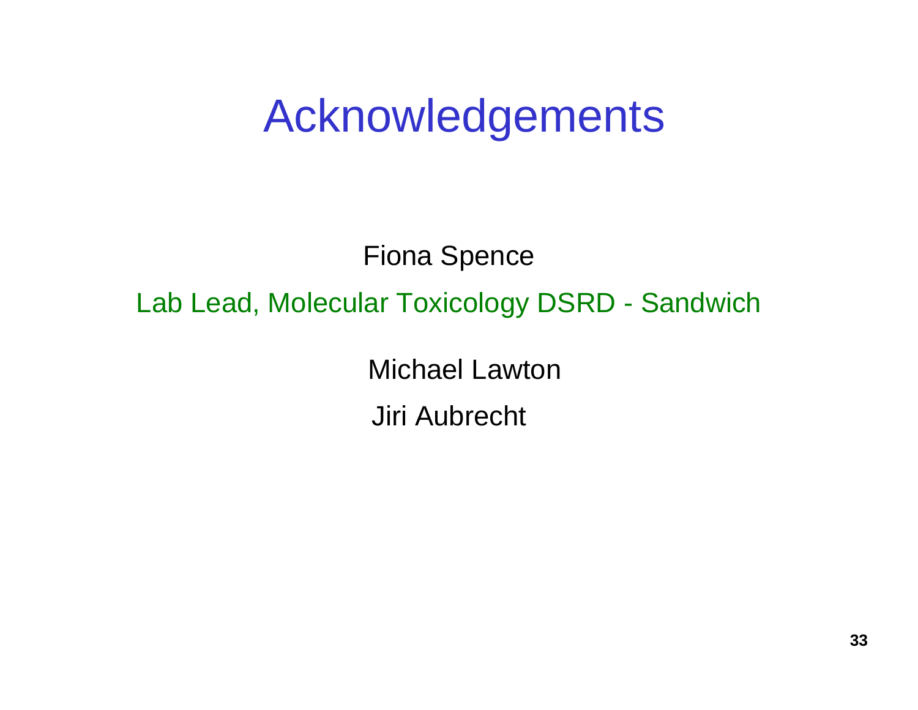# Acknowledgements

Fiona Spence

Lab Lead, Molecular Toxicology DSRD - Sandwich

Michael Lawton

Jiri Aubrecht